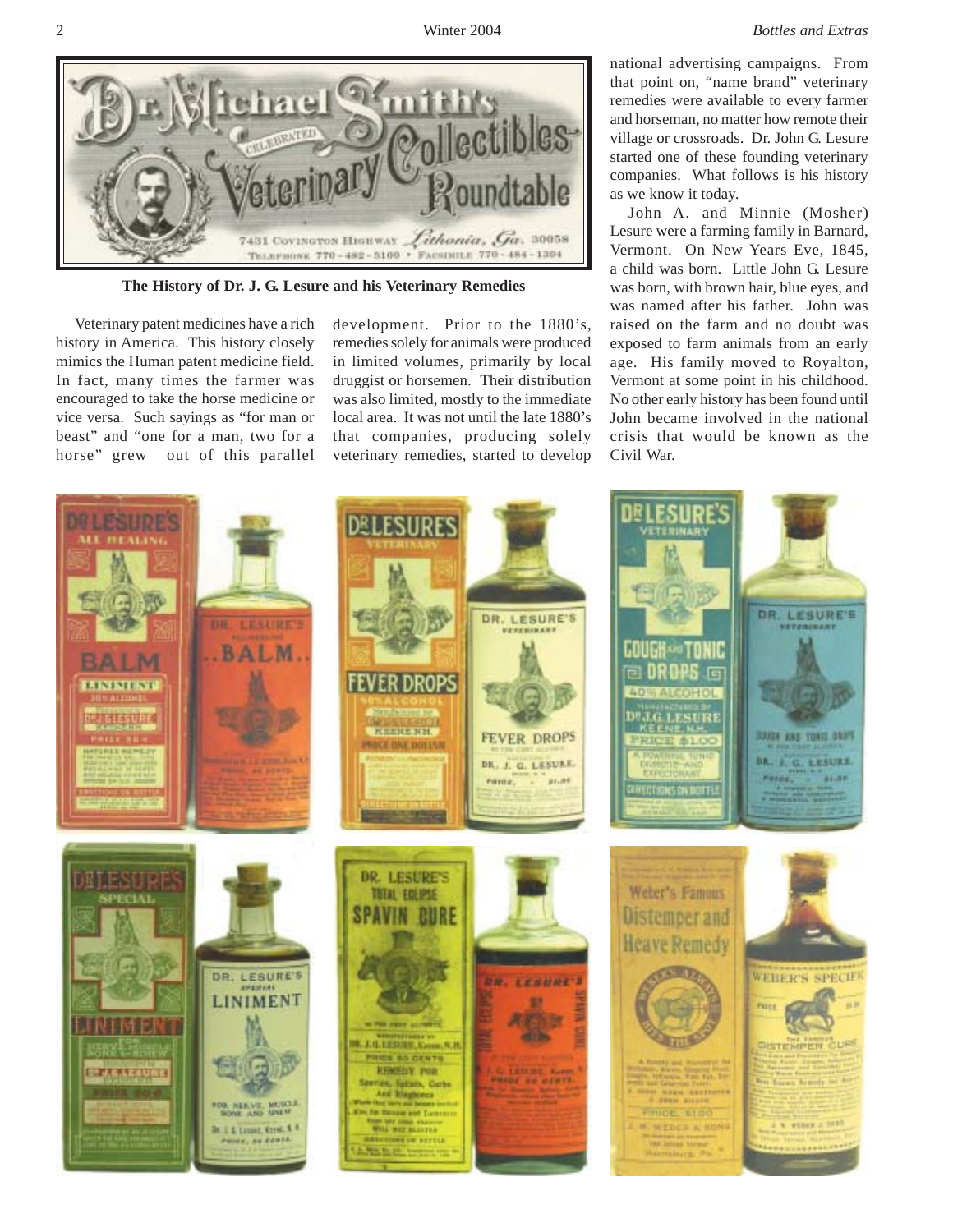**The History of Dr. J. G. Lesure and his Veterinary Remedies**

Veterinary patent medicines have a rich history in America. This history closely mimics the Human patent medicine field. In fact, many times the farmer was encouraged to take the horse medicine or vice versa. Such sayings as "for man or beast" and "one for a man, two for a horse" grew out of this parallel development. Prior to the 1880's, remedies solely for animals were produced in limited volumes, primarily by local druggist or horsemen. Their distribution was also limited, mostly to the immediate local area. It was not until the late 1880's that companies, producing solely veterinary remedies, started to develop national advertising campaigns. From that point on, "name brand" veterinary remedies were available to every farmer and horseman, no matter how remote their village or crossroads. Dr. John G. Lesure started one of these founding veterinary companies. What follows is his history as we know it today.

John A. and Minnie (Mosher) Lesure were a farming family in Barnard, Vermont. On New Years Eve, 1845, a child was born. Little John G. Lesure was born, with brown hair, blue eyes, and was named after his father. John was raised on the farm and no doubt was exposed to farm animals from an early age. His family moved to Royalton, Vermont at some point in his childhood. No other early history has been found until John became involved in the national crisis that would be known as the Civil War.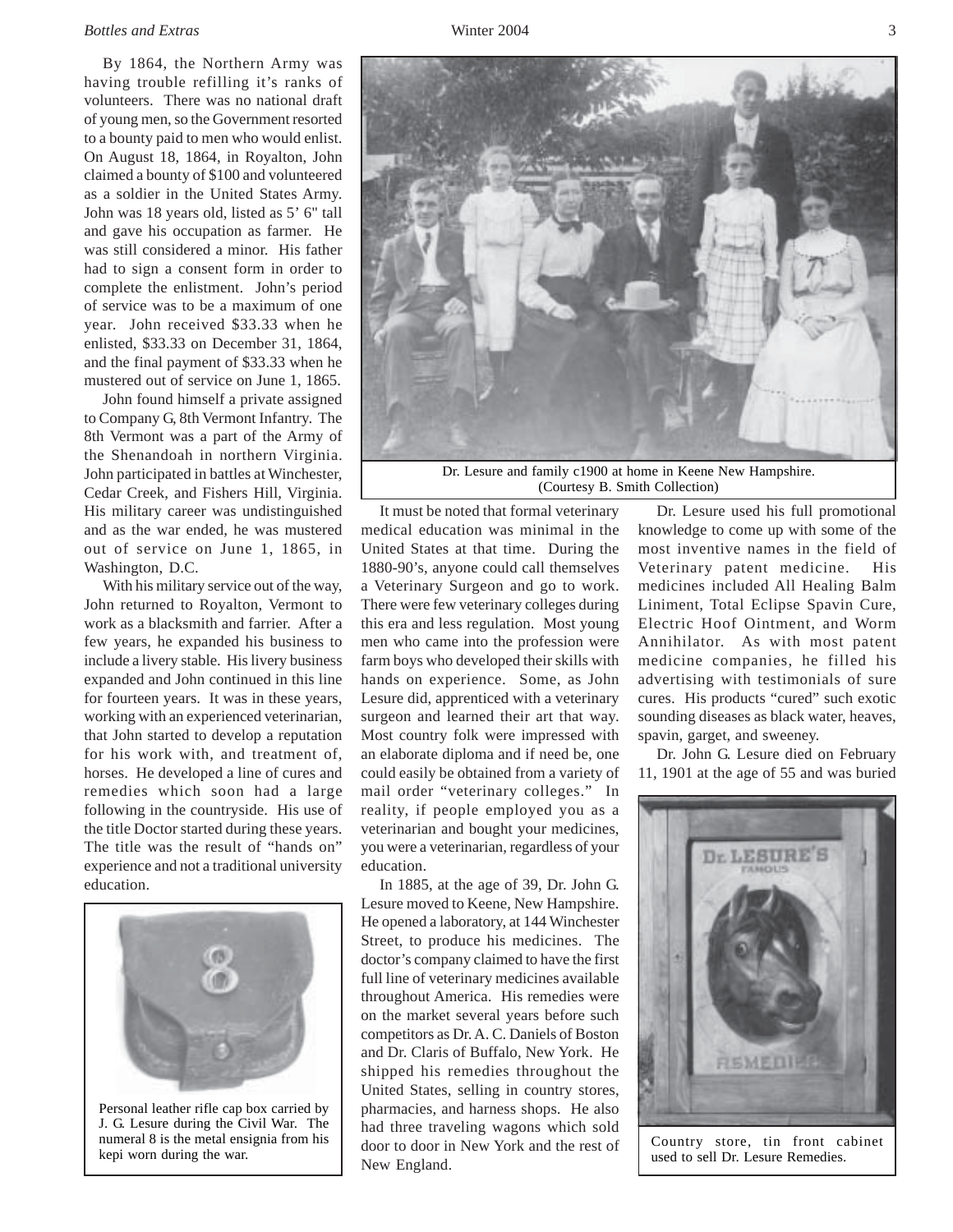By 1864, the Northern Army was having trouble refilling it's ranks of volunteers. There was no national draft of young men, so the Government resorted to a bounty paid to men who would enlist. On August 18, 1864, in Royalton, John claimed a bounty of $100 and volunteered as a soldier in the United States Army. John was 18 years old, listed as 5' 6" tall and gave his occupation as farmer. He was still considered a minor. His father had to sign a consent form in order to complete the enlistment. John's period of service was to be a maximum of one year. John received $33.33 when he enlisted, $33.33 on December 31, 1864, and the final payment of $33.33 when he mustered out of service on June 1, 1865.

John found himself a private assigned to Company G, 8th Vermont Infantry. The 8th Vermont was a part of the Army of the Shenandoah in northern Virginia. John participated in battles at Winchester, Cedar Creek, and Fishers Hill, Virginia. His military career was undistinguished and as the war ended, he was mustered out of service on June 1, 1865, in Washington, D.C.

With his military service out of the way, John returned to Royalton, Vermont to work as a blacksmith and farrier. After a few years, he expanded his business to include a livery stable. His livery business expanded and John continued in this line for fourteen years. It was in these years, working with an experienced veterinarian, that John started to develop a reputation for his work with, and treatment of, horses. He developed a line of cures and remedies which soon had a large following in the countryside. His use of the title Doctor started during these years. The title was the result of "hands on" experience and not a traditional university education.

Personal leather rifle cap box carried by J. G. Lesure during the Civil War. The numeral 8 is the metal ensignia from his kepi worn during the war.

Dr. Lesure and family c1900 at home in Keene New Hampshire. (Courtesy B. Smith Collection)

It must be noted that formal veterinary medical education was minimal in the United States at that time. During the 1880-90's, anyone could call themselves a Veterinary Surgeon and go to work. There were few veterinary colleges during this era and less regulation. Most young men who came into the profession were farm boys who developed their skills with hands on experience. Some, as John Lesure did, apprenticed with a veterinary surgeon and learned their art that way. Most country folk were impressed with an elaborate diploma and if need be, one could easily be obtained from a variety of mail order "veterinary colleges." In reality, if people employed you as a veterinarian and bought your medicines, you were a veterinarian, regardless of your education.

In 1885, at the age of 39, Dr. John G. Lesure moved to Keene, New Hampshire. He opened a laboratory, at 144 Winchester Street, to produce his medicines. The doctor's company claimed to have the first full line of veterinary medicines available throughout America. His remedies were on the market several years before such competitors as Dr. A. C. Daniels of Boston and Dr. Claris of Buffalo, New York. He shipped his remedies throughout the United States, selling in country stores, pharmacies, and harness shops. He also had three traveling wagons which sold door to door in New York and the rest of New England.

Dr. Lesure used his full promotional knowledge to come up with some of the most inventive names in the field of Veterinary patent medicine. His medicines included All Healing Balm Liniment, Total Eclipse Spavin Cure, Electric Hoof Ointment, and Worm Annihilator. As with most patent medicine companies, he filled his advertising with testimonials of sure cures. His products "cured" such exotic sounding diseases as black water, heaves, spavin, garget, and sweeney.

Dr. John G. Lesure died on February 11, 1901 at the age of 55 and was buried

Country store, tin front cabinet used to sell Dr. Lesure Remedies.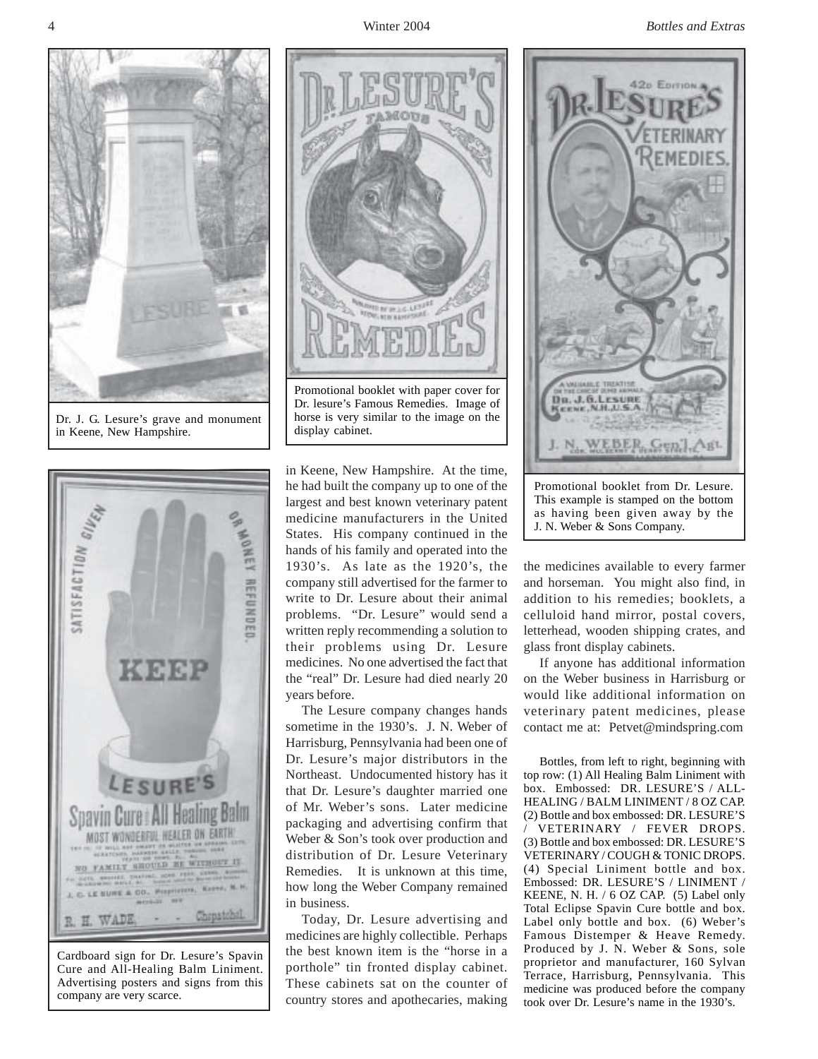Dr. J. G. Lesure's grave and monument in Keene, New Hampshire.

Promotional booklet with paper cover for Dr. lesure's Famous Remedies. Image of horse is very similar to the image on the display cabinet.

Promotional booklet from Dr. Lesure. This example is stamped on the bottom as having been given away by the J. N. Weber & Sons Company.

Cardboard sign for Dr. Lesure's Spavin Cure and All-Healing Balm Liniment. Advertising posters and signs from this company are very scarce.

in Keene, New Hampshire. At the time, he had built the company up to one of the largest and best known veterinary patent medicine manufacturers in the United States. His company continued in the hands of his family and operated into the 1930's. As late as the 1920's, the company still advertised for the farmer to write to Dr. Lesure about their animal problems. "Dr. Lesure" would send a written reply recommending a solution to their problems using Dr. Lesure medicines. No one advertised the fact that the "real" Dr. Lesure had died nearly 20 years before.

The Lesure company changes hands sometime in the 1930's. J. N. Weber of Harrisburg, Pennsylvania had been one of Dr. Lesure's major distributors in the Northeast. Undocumented history has it that Dr. Lesure's daughter married one of Mr. Weber's sons. Later medicine packaging and advertising confirm that Weber & Son's took over production and distribution of Dr. Lesure Veterinary Remedies. It is unknown at this time, how long the Weber Company remained in business.

Today, Dr. Lesure advertising and medicines are highly collectible. Perhaps the best known item is the "horse in a porthole" tin fronted display cabinet. These cabinets sat on the counter of country stores and apothecaries, making the medicines available to every farmer and horseman. You might also find, in addition to his remedies; booklets, a celluloid hand mirror, postal covers, letterhead, wooden shipping crates, and glass front display cabinets.

If anyone has additional information on the Weber business in Harrisburg or would like additional information on veterinary patent medicines, please contact me at: Petvet@mindspring.com

Bottles, from left to right, beginning with top row: (1) All Healing Balm Liniment with box. Embossed: DR. LESURE'S / ALL-HEALING / BALM LINIMENT / 8 OZ CAP. (2) Bottle and box embossed: DR. LESURE'S / VETERINARY / FEVER DROPS. (3) Bottle and box embossed: DR. LESURE'S VETERINARY / COUGH & TONIC DROPS. (4) Special Liniment bottle and box. Embossed: DR. LESURE'S / LINIMENT / KEENE, N. H. / 6 OZ CAP. (5) Label only Total Eclipse Spavin Cure bottle and box. Label only bottle and box. (6) Weber's Famous Distemper & Heave Remedy. Produced by J. N. Weber & Sons, sole proprietor and manufacturer, 160 Sylvan Terrace, Harrisburg, Pennsylvania. This medicine was produced before the company took over Dr. Lesure's name in the 1930's.